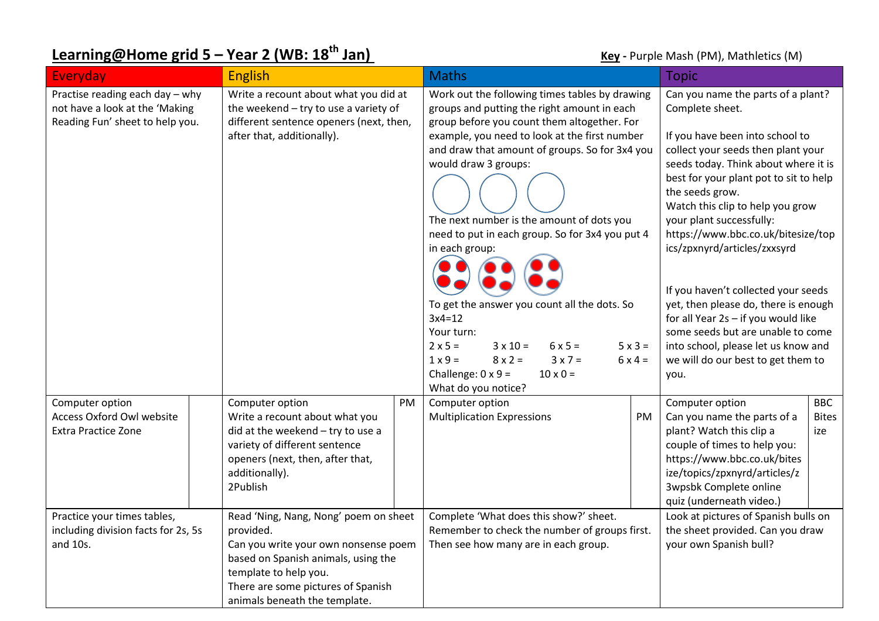## Learning@Home grid 5 – Year 2 (WB: 18th Jan)

**Key** - Purple Mash (PM), Mathletics (M)

| Everyday | | English | | Maths | | Topic | |
|---|---|---|---|---|---|---|---|
| Practise reading each day – why not have a look at the 'Making Reading Fun' sheet to help you. | | Write a recount about what you did at the weekend – try to use a variety of different sentence openers (next, then, after that, additionally). | | Work out the following times tables by drawing groups and putting the right amount in each group before you count them altogether. For example, you need to look at the first number and draw that amount of groups. So for 3x4 you would draw 3 groups:<br><br>The next number is the amount of dots you need to put in each group. So for 3x4 you put 4 in each group:<br><br>To get the answer you count all the dots. So 3x4=12<br>Your turn:<br>2 x 5 = 3 x 10 = 6 x 5 = 5 x 3 =<br>1 x 9 = 8 x 2 = 3 x 7 = 6 x 4 =<br>Challenge: 0 x 9 = 10 x 0 =<br>What do you notice? | | Can you name the parts of a plant? Complete sheet.<br><br>If you have been into school to collect your seeds then plant your seeds today. Think about where it is best for your plant pot to sit to help the seeds grow.<br>Watch this clip to help you grow your plant successfully: https://www.bbc.co.uk/bitesize/topics/zpxnyrd/articles/zxxsyrd<br><br>If you haven't collected your seeds yet, then please do, there is enough for all Year 2s – if you would like some seeds but are unable to come into school, please let us know and we will do our best to get them to you. | |
| Computer option<br>Access Oxford Owl website<br>Extra Practice Zone | | Computer option<br>Write a recount about what you did at the weekend – try to use a variety of different sentence openers (next, then, after that, additionally).<br>2Publish | PM | Computer option<br>Multiplication Expressions | PM | Computer option<br>Can you name the parts of a plant? Watch this clip a couple of times to help you: https://www.bbc.co.uk/bitesize/topics/zpxnyrd/articles/z3wpsbk Complete online quiz (underneath video.) | BBC Bitesize |
| Practice your times tables, including division facts for 2s, 5s and 10s. | | Read 'Ning, Nang, Nong' poem on sheet provided.<br>Can you write your own nonsense poem based on Spanish animals, using the template to help you.<br>There are some pictures of Spanish animals beneath the template. | | Complete 'What does this show?' sheet. Remember to check the number of groups first. Then see how many are in each group. | | Look at pictures of Spanish bulls on the sheet provided. Can you draw your own Spanish bull? | |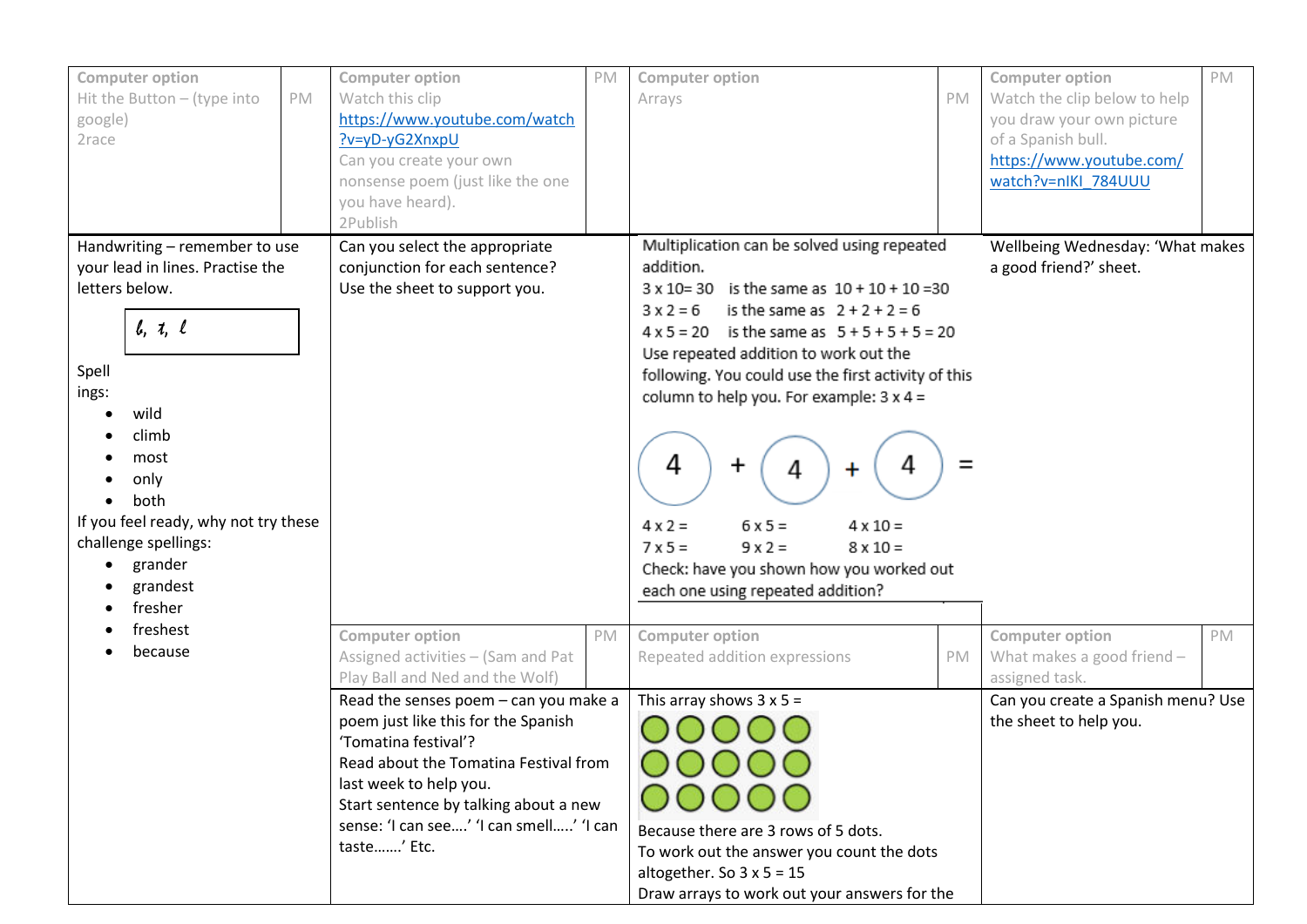| | | | | | | |
|---|---|---|---|---|---|---|
| Computer option<br>Hit the Button – (type into google)<br>2race | PM | Computer option<br>Watch this clip<br>https://www.youtube.com/watch?v=yD-yG2XnxpU<br>Can you create your own nonsense poem (just like the one you have heard).<br>2Publish | PM | Computer option<br>Arrays | PM | Computer option<br>Watch the clip below to help you draw your own picture of a Spanish bull.<br>https://www.youtube.com/watch?v=nIKI_784UUU | PM |
| Handwriting – remember to use your lead in lines. Practise the letters below.<br>*l, t, l*<br>Spellings:<br>• wild<br>• climb<br>• most<br>• only<br>• both<br>If you feel ready, why not try these challenge spellings:<br>• grander<br>• grandest<br>• fresher<br>• freshest<br>• because | | Can you select the appropriate conjunction for each sentence?<br>Use the sheet to support you. | | Multiplication can be solved using repeated addition.<br>3 x 10= 30 is the same as 10 + 10 + 10 =30<br>3 x 2 = 6 is the same as 2 + 2 + 2 = 6<br>4 x 5 = 20 is the same as 5 + 5 + 5 + 5 = 20<br>Use repeated addition to work out the following. You could use the first activity of this column to help you. For example: 3 x 4 =<br>4 + 4 + 4 =<br>4 x 2 = 6 x 5 = 4 x 10 =<br>7 x 5 = 9 x 2 = 8 x 10 =<br>Check: have you shown how you worked out each one using repeated addition? | | Wellbeing Wednesday: 'What makes a good friend?' sheet. | |
| | | Computer option<br>Assigned activities – (Sam and Pat Play Ball and Ned and the Wolf) | PM | Computer option<br>Repeated addition expressions | PM | Computer option<br>What makes a good friend – assigned task. | PM |
| | | Read the senses poem – can you make a poem just like this for the Spanish 'Tomatina festival'?<br>Read about the Tomatina Festival from last week to help you.<br>Start sentence by talking about a new sense: 'I can see….' 'I can smell…..' 'I can taste…….' Etc. | | This array shows 3 x 5 =<br>Because there are 3 rows of 5 dots.<br>To work out the answer you count the dots altogether. So 3 x 5 = 15<br>Draw arrays to work out your answers for the | | Can you create a Spanish menu? Use the sheet to help you. | |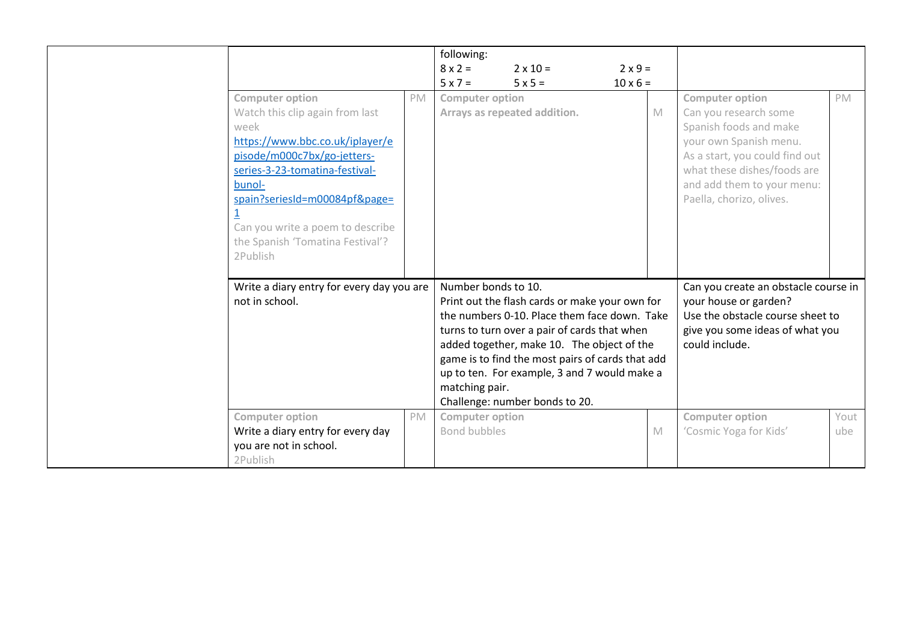| | | | | | | |
|---|---|---|---|---|---|---|
| | | | following:<br>8 x 2 = 2 x 10 = 2 x 9 =<br>5 x 7 = 5 x 5 = 10 x 6 = | | | |
| | **Computer option**<br>Watch this clip again from last week<br>[https://www.bbc.co.uk/iplayer/episode/m000c7bx/go-jetters-series-3-23-tomatina-festival-bunol-spain?seriesId=m00084pf&page=1](https://www.bbc.co.uk/iplayer/episode/m000c7bx/go-jetters-series-3-23-tomatina-festival-bunol-spain?seriesId=m00084pf&page=1)<br>Can you write a poem to describe the Spanish 'Tomatina Festival'?<br>2Publish | PM | **Computer option**<br>**Arrays as repeated addition.** | M | **Computer option**<br>Can you research some Spanish foods and make your own Spanish menu.<br>As a start, you could find out what these dishes/foods are and add them to your menu:<br>Paella, chorizo, olives. | PM |
| | Write a diary entry for every day you are not in school. | | Number bonds to 10.<br>Print out the flash cards or make your own for the numbers 0-10. Place them face down. Take turns to turn over a pair of cards that when added together, make 10. The object of the game is to find the most pairs of cards that add up to ten. For example, 3 and 7 would make a matching pair.<br>Challenge: number bonds to 20. | | Can you create an obstacle course in your house or garden?<br>Use the obstacle course sheet to give you some ideas of what you could include. | |
| | **Computer option**<br>Write a diary entry for every day you are not in school.<br>2Publish | PM | **Computer option**<br>Bond bubbles | M | **Computer option**<br>'Cosmic Yoga for Kids' | Youtube |